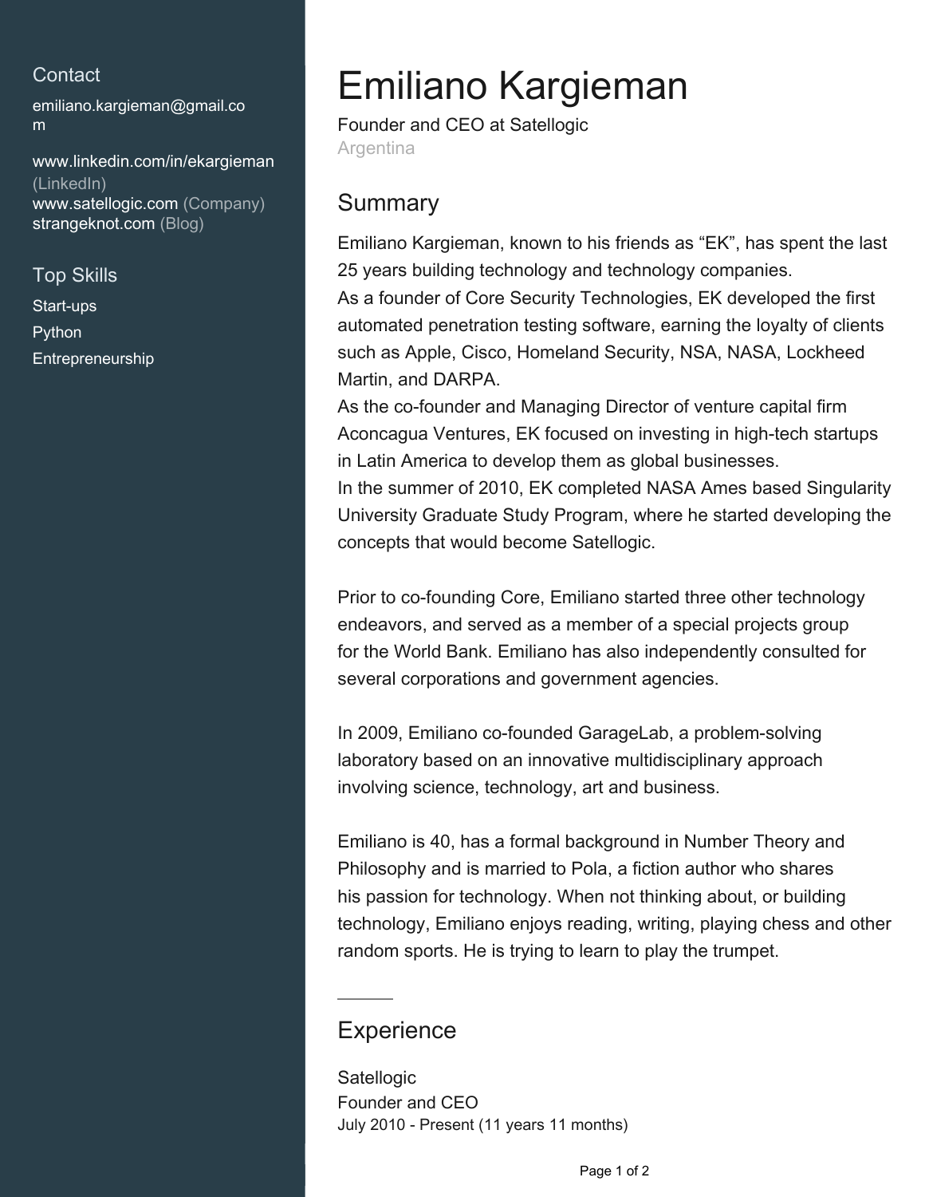## Contact

emiliano.kargieman@gmail.com

www.linkedin.com/in/ekargieman (LinkedIn)
www.satellogic.com (Company)
strangeknot.com (Blog)

## Top Skills

Start-ups
Python
Entrepreneurship

# Emiliano Kargieman

Founder and CEO at Satellogic
Argentina

## Summary

Emiliano Kargieman, known to his friends as “EK”, has spent the last 25 years building technology and technology companies.
As a founder of Core Security Technologies, EK developed the first automated penetration testing software, earning the loyalty of clients such as Apple, Cisco, Homeland Security, NSA, NASA, Lockheed Martin, and DARPA.
As the co-founder and Managing Director of venture capital firm Aconcagua Ventures, EK focused on investing in high-tech startups in Latin America to develop them as global businesses.
In the summer of 2010, EK completed NASA Ames based Singularity University Graduate Study Program, where he started developing the concepts that would become Satellogic.

Prior to co-founding Core, Emiliano started three other technology endeavors, and served as a member of a special projects group for the World Bank. Emiliano has also independently consulted for several corporations and government agencies.

In 2009, Emiliano co-founded GarageLab, a problem-solving laboratory based on an innovative multidisciplinary approach involving science, technology, art and business.

Emiliano is 40, has a formal background in Number Theory and Philosophy and is married to Pola, a fiction author who shares his passion for technology. When not thinking about, or building technology, Emiliano enjoys reading, writing, playing chess and other random sports. He is trying to learn to play the trumpet.

## Experience

Satellogic
Founder and CEO
July 2010 - Present (11 years 11 months)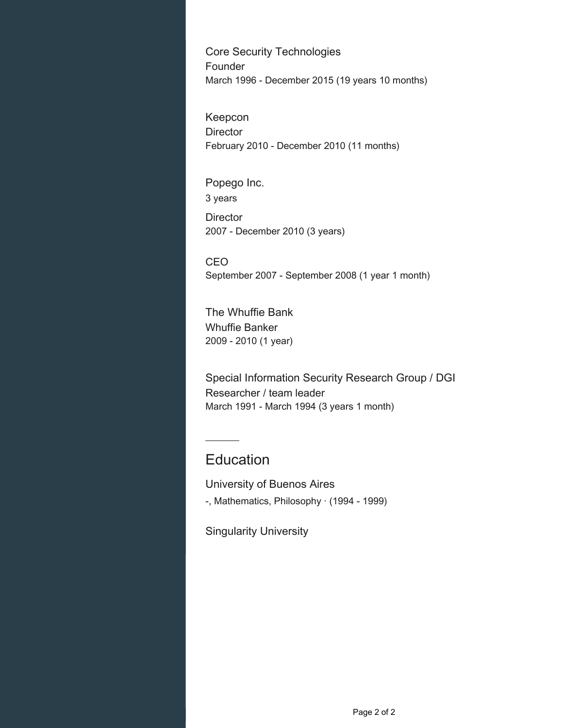Core Security Technologies
Founder
March 1996 - December 2015 (19 years 10 months)

Keepcon
Director
February 2010 - December 2010 (11 months)

Popego Inc.
3 years

Director
2007 - December 2010 (3 years)

CEO
September 2007 - September 2008 (1 year 1 month)

The Whuffie Bank
Whuffie Banker
2009 - 2010 (1 year)

Special Information Security Research Group / DGI
Researcher / team leader
March 1991 - March 1994 (3 years 1 month)

## Education

University of Buenos Aires
-, Mathematics, Philosophy · (1994 - 1999)

Singularity University